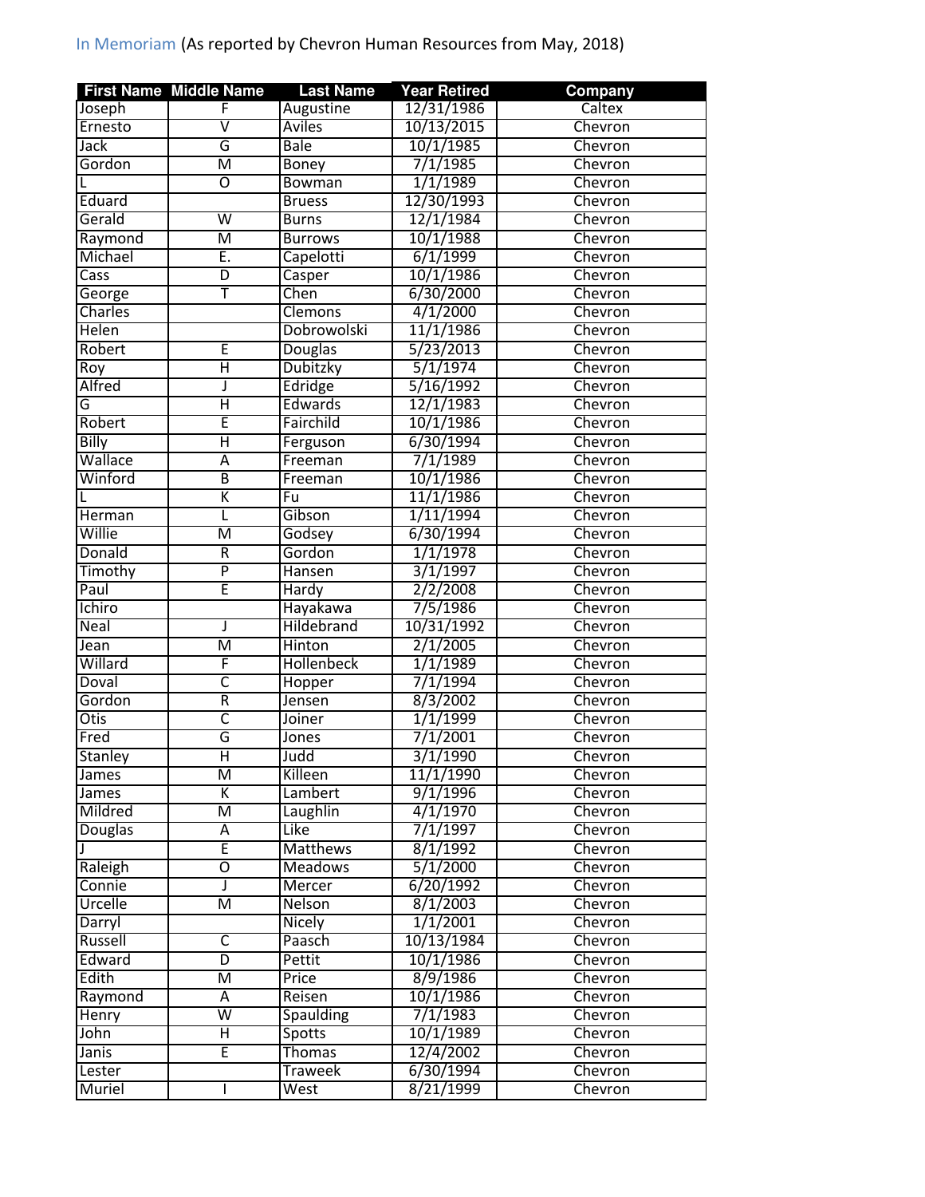In Memoriam (As reported by Chevron Human Resources from May, 2018)

| First Name | Middle Name | Last Name | Year Retired | Company |
|---|---|---|---|---|
| Joseph | F | Augustine | 12/31/1986 | Caltex |
| Ernesto | V | Aviles | 10/13/2015 | Chevron |
| Jack | G | Bale | 10/1/1985 | Chevron |
| Gordon | M | Boney | 7/1/1985 | Chevron |
| L | O | Bowman | 1/1/1989 | Chevron |
| Eduard | | Bruess | 12/30/1993 | Chevron |
| Gerald | W | Burns | 12/1/1984 | Chevron |
| Raymond | M | Burrows | 10/1/1988 | Chevron |
| Michael | E. | Capelotti | 6/1/1999 | Chevron |
| Cass | D | Casper | 10/1/1986 | Chevron |
| George | T | Chen | 6/30/2000 | Chevron |
| Charles | | Clemons | 4/1/2000 | Chevron |
| Helen | | Dobrowolski | 11/1/1986 | Chevron |
| Robert | E | Douglas | 5/23/2013 | Chevron |
| Roy | H | Dubitzky | 5/1/1974 | Chevron |
| Alfred | J | Edridge | 5/16/1992 | Chevron |
| G | H | Edwards | 12/1/1983 | Chevron |
| Robert | E | Fairchild | 10/1/1986 | Chevron |
| Billy | H | Ferguson | 6/30/1994 | Chevron |
| Wallace | A | Freeman | 7/1/1989 | Chevron |
| Winford | B | Freeman | 10/1/1986 | Chevron |
| L | K | Fu | 11/1/1986 | Chevron |
| Herman | L | Gibson | 1/11/1994 | Chevron |
| Willie | M | Godsey | 6/30/1994 | Chevron |
| Donald | R | Gordon | 1/1/1978 | Chevron |
| Timothy | P | Hansen | 3/1/1997 | Chevron |
| Paul | E | Hardy | 2/2/2008 | Chevron |
| Ichiro | | Hayakawa | 7/5/1986 | Chevron |
| Neal | J | Hildebrand | 10/31/1992 | Chevron |
| Jean | M | Hinton | 2/1/2005 | Chevron |
| Willard | F | Hollenbeck | 1/1/1989 | Chevron |
| Doval | C | Hopper | 7/1/1994 | Chevron |
| Gordon | R | Jensen | 8/3/2002 | Chevron |
| Otis | C | Joiner | 1/1/1999 | Chevron |
| Fred | G | Jones | 7/1/2001 | Chevron |
| Stanley | H | Judd | 3/1/1990 | Chevron |
| James | M | Killeen | 11/1/1990 | Chevron |
| James | K | Lambert | 9/1/1996 | Chevron |
| Mildred | M | Laughlin | 4/1/1970 | Chevron |
| Douglas | A | Like | 7/1/1997 | Chevron |
| J | E | Matthews | 8/1/1992 | Chevron |
| Raleigh | O | Meadows | 5/1/2000 | Chevron |
| Connie | J | Mercer | 6/20/1992 | Chevron |
| Urcelle | M | Nelson | 8/1/2003 | Chevron |
| Darryl | | Nicely | 1/1/2001 | Chevron |
| Russell | C | Paasch | 10/13/1984 | Chevron |
| Edward | D | Pettit | 10/1/1986 | Chevron |
| Edith | M | Price | 8/9/1986 | Chevron |
| Raymond | A | Reisen | 10/1/1986 | Chevron |
| Henry | W | Spaulding | 7/1/1983 | Chevron |
| John | H | Spotts | 10/1/1989 | Chevron |
| Janis | E | Thomas | 12/4/2002 | Chevron |
| Lester | | Traweek | 6/30/1994 | Chevron |
| Muriel | I | West | 8/21/1999 | Chevron |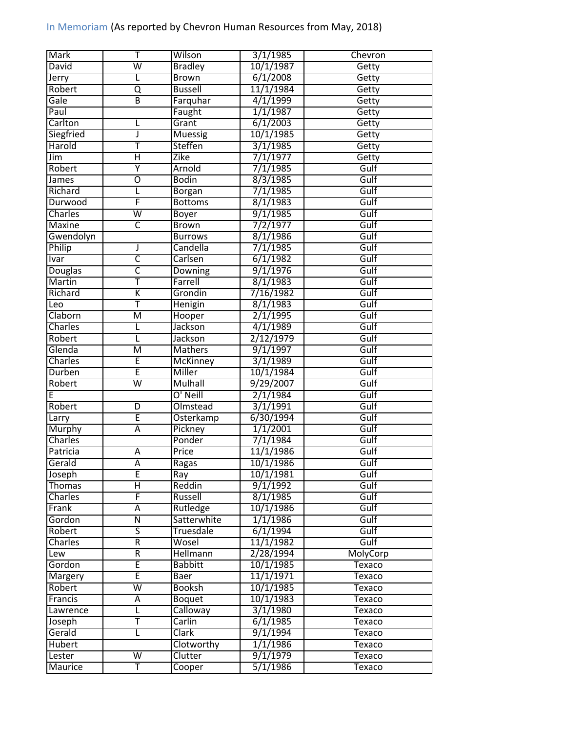In Memoriam (As reported by Chevron Human Resources from May, 2018)

| | | | | |
|---|---|---|---|---|
| Mark | T | Wilson | 3/1/1985 | Chevron |
| David | W | Bradley | 10/1/1987 | Getty |
| Jerry | L | Brown | 6/1/2008 | Getty |
| Robert | Q | Bussell | 11/1/1984 | Getty |
| Gale | B | Farquhar | 4/1/1999 | Getty |
| Paul | | Faught | 1/1/1987 | Getty |
| Carlton | L | Grant | 6/1/2003 | Getty |
| Siegfried | J | Muessig | 10/1/1985 | Getty |
| Harold | T | Steffen | 3/1/1985 | Getty |
| Jim | H | Zike | 7/1/1977 | Getty |
| Robert | Y | Arnold | 7/1/1985 | Gulf |
| James | O | Bodin | 8/3/1985 | Gulf |
| Richard | L | Borgan | 7/1/1985 | Gulf |
| Durwood | F | Bottoms | 8/1/1983 | Gulf |
| Charles | W | Boyer | 9/1/1985 | Gulf |
| Maxine | C | Brown | 7/2/1977 | Gulf |
| Gwendolyn | | Burrows | 8/1/1986 | Gulf |
| Philip | J | Candella | 7/1/1985 | Gulf |
| Ivar | C | Carlsen | 6/1/1982 | Gulf |
| Douglas | C | Downing | 9/1/1976 | Gulf |
| Martin | T | Farrell | 8/1/1983 | Gulf |
| Richard | K | Grondin | 7/16/1982 | Gulf |
| Leo | T | Henigin | 8/1/1983 | Gulf |
| Claborn | M | Hooper | 2/1/1995 | Gulf |
| Charles | L | Jackson | 4/1/1989 | Gulf |
| Robert | L | Jackson | 2/12/1979 | Gulf |
| Glenda | M | Mathers | 9/1/1997 | Gulf |
| Charles | E | McKinney | 3/1/1989 | Gulf |
| Durben | E | Miller | 10/1/1984 | Gulf |
| Robert | W | Mulhall | 9/29/2007 | Gulf |
| E | | O' Neill | 2/1/1984 | Gulf |
| Robert | D | Olmstead | 3/1/1991 | Gulf |
| Larry | E | Osterkamp | 6/30/1994 | Gulf |
| Murphy | A | Pickney | 1/1/2001 | Gulf |
| Charles | | Ponder | 7/1/1984 | Gulf |
| Patricia | A | Price | 11/1/1986 | Gulf |
| Gerald | A | Ragas | 10/1/1986 | Gulf |
| Joseph | E | Ray | 10/1/1981 | Gulf |
| Thomas | H | Reddin | 9/1/1992 | Gulf |
| Charles | F | Russell | 8/1/1985 | Gulf |
| Frank | A | Rutledge | 10/1/1986 | Gulf |
| Gordon | N | Satterwhite | 1/1/1986 | Gulf |
| Robert | S | Truesdale | 6/1/1994 | Gulf |
| Charles | R | Wosel | 11/1/1982 | Gulf |
| Lew | R | Hellmann | 2/28/1994 | MolyCorp |
| Gordon | E | Babbitt | 10/1/1985 | Texaco |
| Margery | E | Baer | 11/1/1971 | Texaco |
| Robert | W | Booksh | 10/1/1985 | Texaco |
| Francis | A | Boquet | 10/1/1983 | Texaco |
| Lawrence | L | Calloway | 3/1/1980 | Texaco |
| Joseph | T | Carlin | 6/1/1985 | Texaco |
| Gerald | L | Clark | 9/1/1994 | Texaco |
| Hubert | | Clotworthy | 1/1/1986 | Texaco |
| Lester | W | Clutter | 9/1/1979 | Texaco |
| Maurice | T | Cooper | 5/1/1986 | Texaco |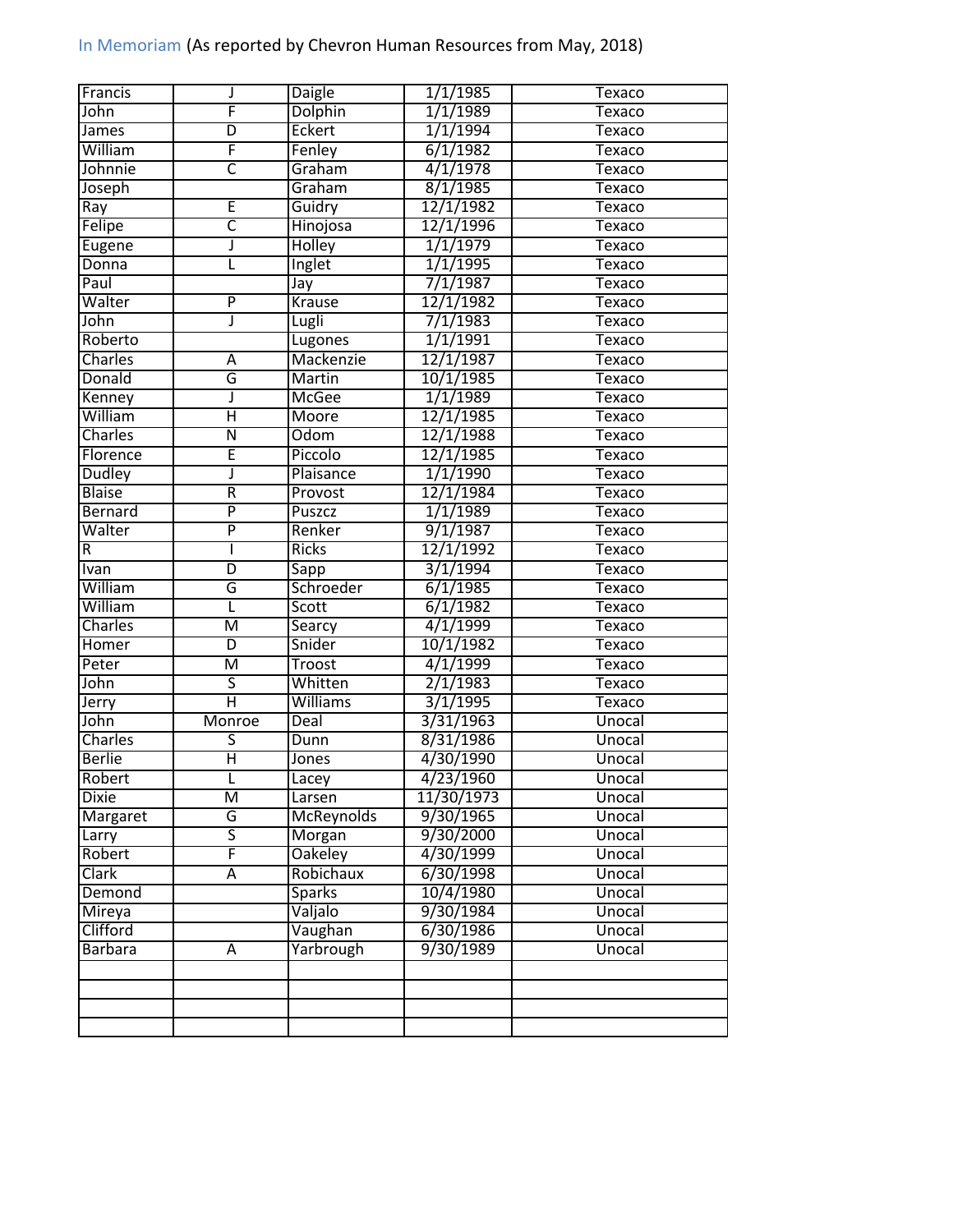In Memoriam (As reported by Chevron Human Resources from May, 2018)

| | | | | |
|---|---|---|---|---|
| Francis | J | Daigle | 1/1/1985 | Texaco |
| John | F | Dolphin | 1/1/1989 | Texaco |
| James | D | Eckert | 1/1/1994 | Texaco |
| William | F | Fenley | 6/1/1982 | Texaco |
| Johnnie | C | Graham | 4/1/1978 | Texaco |
| Joseph | | Graham | 8/1/1985 | Texaco |
| Ray | E | Guidry | 12/1/1982 | Texaco |
| Felipe | C | Hinojosa | 12/1/1996 | Texaco |
| Eugene | J | Holley | 1/1/1979 | Texaco |
| Donna | L | Inglet | 1/1/1995 | Texaco |
| Paul | | Jay | 7/1/1987 | Texaco |
| Walter | P | Krause | 12/1/1982 | Texaco |
| John | J | Lugli | 7/1/1983 | Texaco |
| Roberto | | Lugones | 1/1/1991 | Texaco |
| Charles | A | Mackenzie | 12/1/1987 | Texaco |
| Donald | G | Martin | 10/1/1985 | Texaco |
| Kenney | J | McGee | 1/1/1989 | Texaco |
| William | H | Moore | 12/1/1985 | Texaco |
| Charles | N | Odom | 12/1/1988 | Texaco |
| Florence | E | Piccolo | 12/1/1985 | Texaco |
| Dudley | J | Plaisance | 1/1/1990 | Texaco |
| Blaise | R | Provost | 12/1/1984 | Texaco |
| Bernard | P | Puszcz | 1/1/1989 | Texaco |
| Walter | P | Renker | 9/1/1987 | Texaco |
| R | I | Ricks | 12/1/1992 | Texaco |
| Ivan | D | Sapp | 3/1/1994 | Texaco |
| William | G | Schroeder | 6/1/1985 | Texaco |
| William | L | Scott | 6/1/1982 | Texaco |
| Charles | M | Searcy | 4/1/1999 | Texaco |
| Homer | D | Snider | 10/1/1982 | Texaco |
| Peter | M | Troost | 4/1/1999 | Texaco |
| John | S | Whitten | 2/1/1983 | Texaco |
| Jerry | H | Williams | 3/1/1995 | Texaco |
| John | Monroe | Deal | 3/31/1963 | Unocal |
| Charles | S | Dunn | 8/31/1986 | Unocal |
| Berlie | H | Jones | 4/30/1990 | Unocal |
| Robert | L | Lacey | 4/23/1960 | Unocal |
| Dixie | M | Larsen | 11/30/1973 | Unocal |
| Margaret | G | McReynolds | 9/30/1965 | Unocal |
| Larry | S | Morgan | 9/30/2000 | Unocal |
| Robert | F | Oakeley | 4/30/1999 | Unocal |
| Clark | A | Robichaux | 6/30/1998 | Unocal |
| Demond | | Sparks | 10/4/1980 | Unocal |
| Mireya | | Valjalo | 9/30/1984 | Unocal |
| Clifford | | Vaughan | 6/30/1986 | Unocal |
| Barbara | A | Yarbrough | 9/30/1989 | Unocal |
| | | | | |
| | | | | |
| | | | | |
| | | | | |